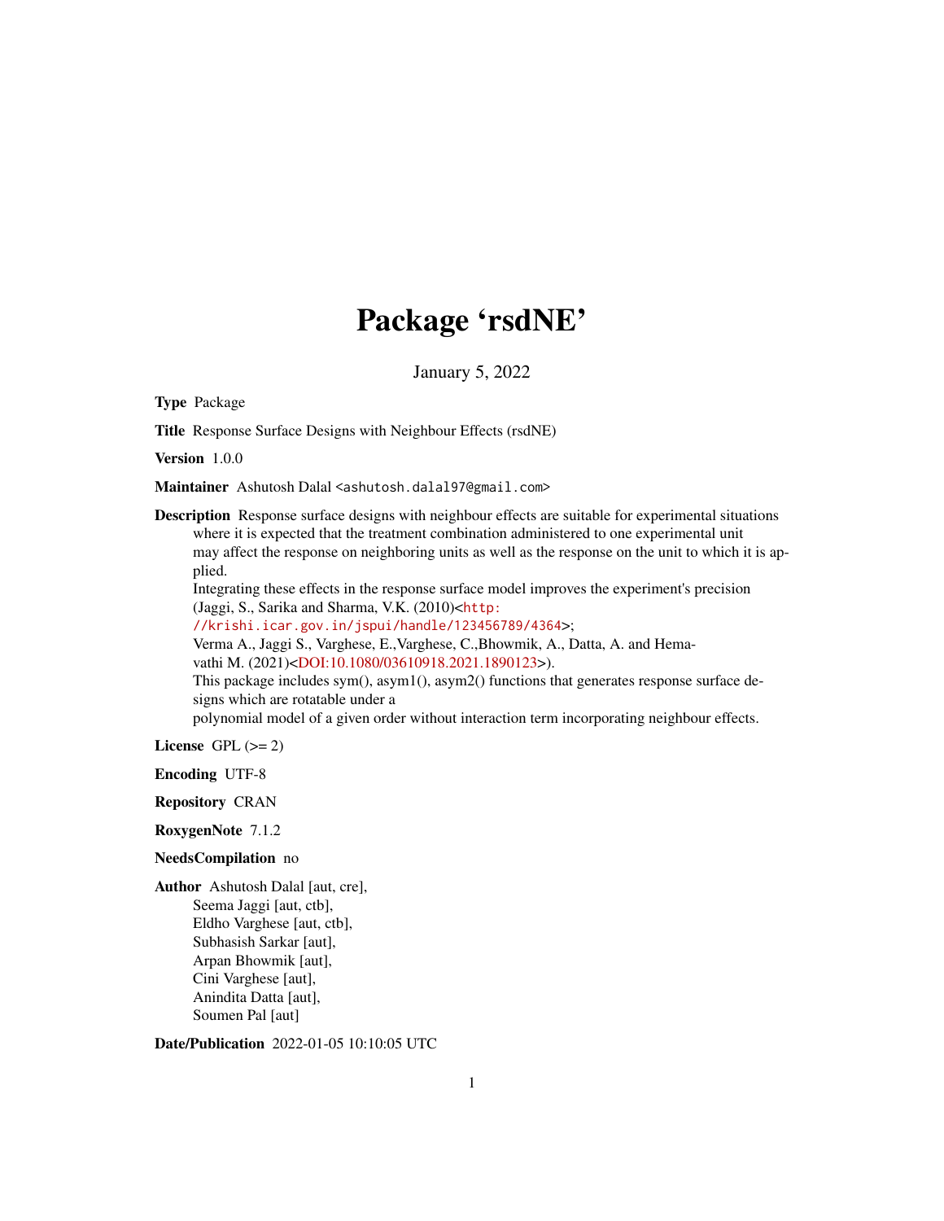# Package 'rsdNE'

January 5, 2022

**Type** Package

**Title** Response Surface Designs with Neighbour Effects (rsdNE)

**Version** 1.0.0

**Maintainer** Ashutosh Dalal <ashutosh.dalal97@gmail.com>

**Description** Response surface designs with neighbour effects are suitable for experimental situations where it is expected that the treatment combination administered to one experimental unit may affect the response on neighboring units as well as the response on the unit to which it is applied.
Integrating these effects in the response surface model improves the experiment's precision (Jaggi, S., Sarika and Sharma, V.K. (2010)<http://krishi.icar.gov.in/jspui/handle/123456789/4364>;
Verma A., Jaggi S., Varghese, E.,Varghese, C.,Bhowmik, A., Datta, A. and Hemavathi M. (2021)<DOI:10.1080/03610918.2021.1890123>).
This package includes sym(), asym1(), asym2() functions that generates response surface designs which are rotatable under a
polynomial model of a given order without interaction term incorporating neighbour effects.

**License** GPL (>= 2)

**Encoding** UTF-8

**Repository** CRAN

**RoxygenNote** 7.1.2

**NeedsCompilation** no

**Author** Ashutosh Dalal [aut, cre],
Seema Jaggi [aut, ctb],
Eldho Varghese [aut, ctb],
Subhasish Sarkar [aut],
Arpan Bhowmik [aut],
Cini Varghese [aut],
Anindita Datta [aut],
Soumen Pal [aut]

**Date/Publication** 2022-01-05 10:10:05 UTC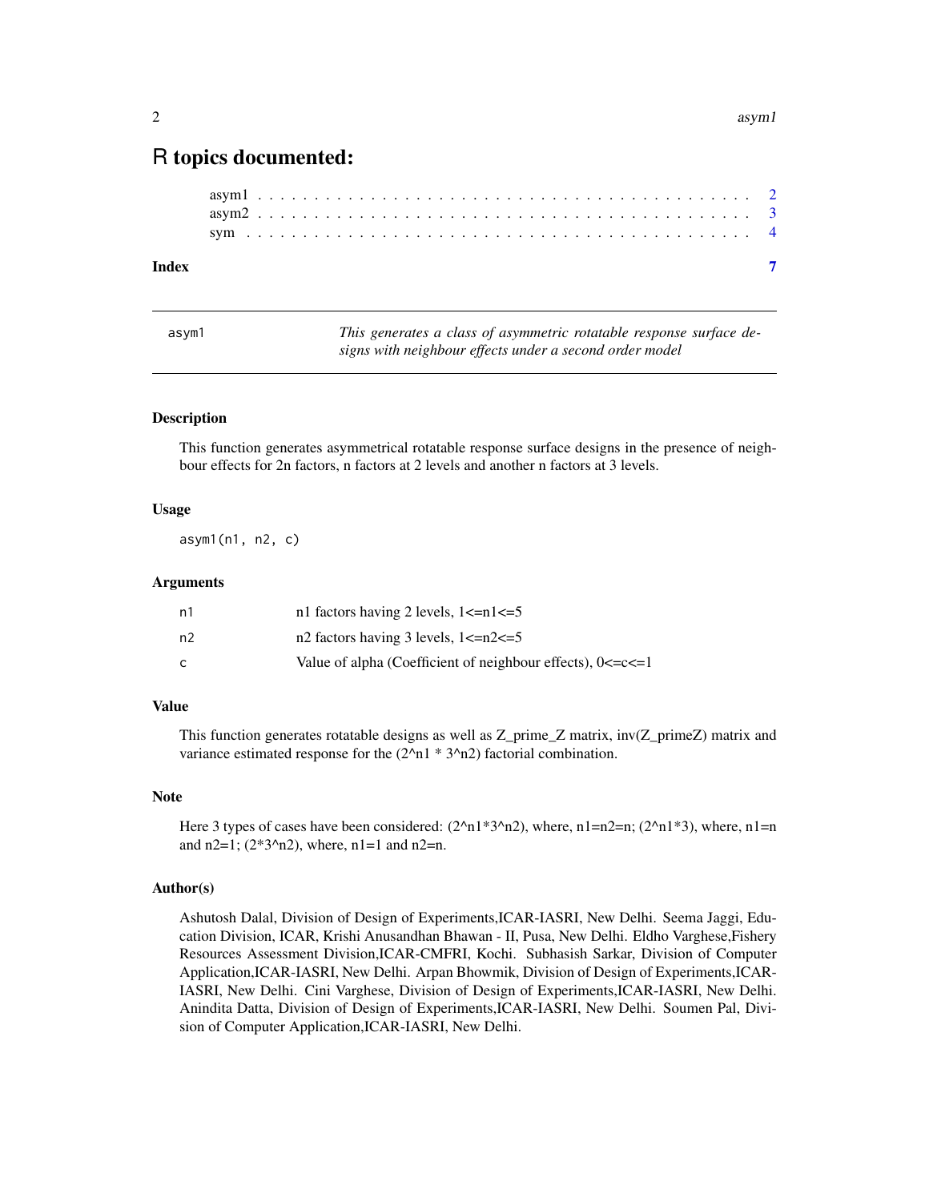# R topics documented:

asym1 . . . . . . . . . . . . . . . . . . . . . . . . . . . . . . . . . . . . . . . . . . 2
asym2 . . . . . . . . . . . . . . . . . . . . . . . . . . . . . . . . . . . . . . . . . . 3
sym . . . . . . . . . . . . . . . . . . . . . . . . . . . . . . . . . . . . . . . . . . . 4

**Index** **7**

---

asym1 *This generates a class of asymmetric rotatable response surface designs with neighbour effects under a second order model*

---

## Description

This function generates asymmetrical rotatable response surface designs in the presence of neighbour effects for 2n factors, n factors at 2 levels and another n factors at 3 levels.

## Usage

```
asym1(n1, n2, c)
```

## Arguments

| | |
|---|---|
| n1 | n1 factors having 2 levels, 1<=n1<=5 |
| n2 | n2 factors having 3 levels, 1<=n2<=5 |
| c | Value of alpha (Coefficient of neighbour effects), 0<=c<=1 |

## Value

This function generates rotatable designs as well as Z_prime_Z matrix, inv(Z_primeZ) matrix and variance estimated response for the (2^n1 * 3^n2) factorial combination.

## Note

Here 3 types of cases have been considered: (2^n1*3^n2), where, n1=n2=n; (2^n1*3), where, n1=n and n2=1; (2*3^n2), where, n1=1 and n2=n.

## Author(s)

Ashutosh Dalal, Division of Design of Experiments,ICAR-IASRI, New Delhi. Seema Jaggi, Education Division, ICAR, Krishi Anusandhan Bhawan - II, Pusa, New Delhi. Eldho Varghese,Fishery Resources Assessment Division,ICAR-CMFRI, Kochi. Subhasish Sarkar, Division of Computer Application,ICAR-IASRI, New Delhi. Arpan Bhowmik, Division of Design of Experiments,ICAR-IASRI, New Delhi. Cini Varghese, Division of Design of Experiments,ICAR-IASRI, New Delhi. Anindita Datta, Division of Design of Experiments,ICAR-IASRI, New Delhi. Soumen Pal, Division of Computer Application,ICAR-IASRI, New Delhi.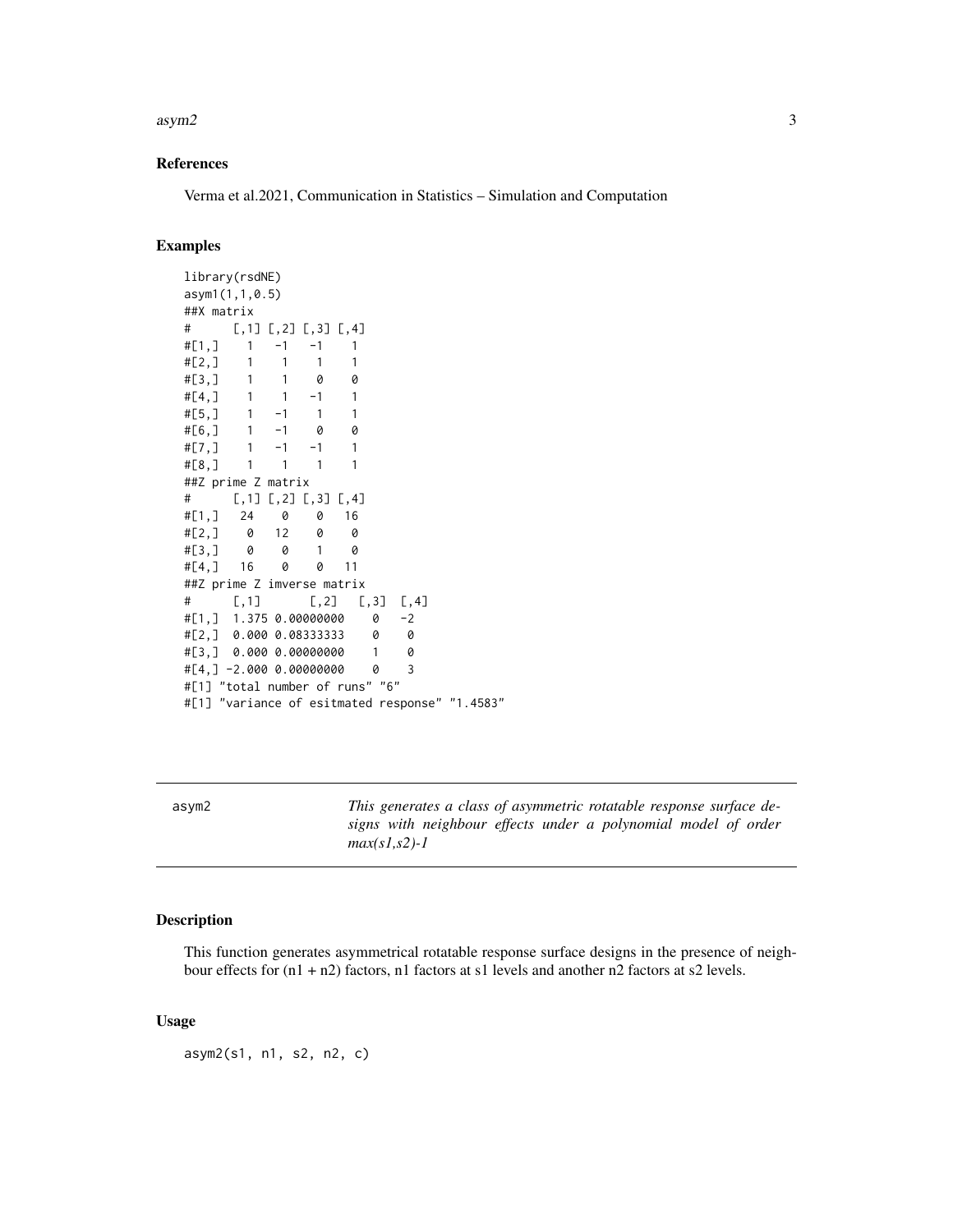## References

Verma et al.2021, Communication in Statistics – Simulation and Computation

## Examples

```
library(rsdNE)
asym1(1,1,0.5)
##X matrix
#      [,1] [,2] [,3] [,4]
#[1,]    1   -1   -1    1
#[2,]    1    1    1    1
#[3,]    1    1    0    0
#[4,]    1    1   -1    1
#[5,]    1   -1    1    1
#[6,]    1   -1    0    0
#[7,]    1   -1   -1    1
#[8,]    1    1    1    1
##Z prime Z matrix
#      [,1] [,2] [,3] [,4]
#[1,]   24    0    0   16
#[2,]    0   12    0    0
#[3,]    0    0    1    0
#[4,]   16    0    0   11
##Z prime Z imverse matrix
#      [,1]       [,2]   [,3]  [,4]
#[1,]  1.375 0.00000000    0   -2
#[2,]  0.000 0.08333333    0    0
#[3,]  0.000 0.00000000    1    0
#[4,] -2.000 0.00000000    0    3
#[1] "total number of runs" "6"
#[1] "variance of esitmated response" "1.4583"
```

---

# asym2

*This generates a class of asymmetric rotatable response surface designs with neighbour effects under a polynomial model of order max(s1,s2)-1*

## Description

This function generates asymmetrical rotatable response surface designs in the presence of neighbour effects for (n1 + n2) factors, n1 factors at s1 levels and another n2 factors at s2 levels.

## Usage

```
asym2(s1, n1, s2, n2, c)
```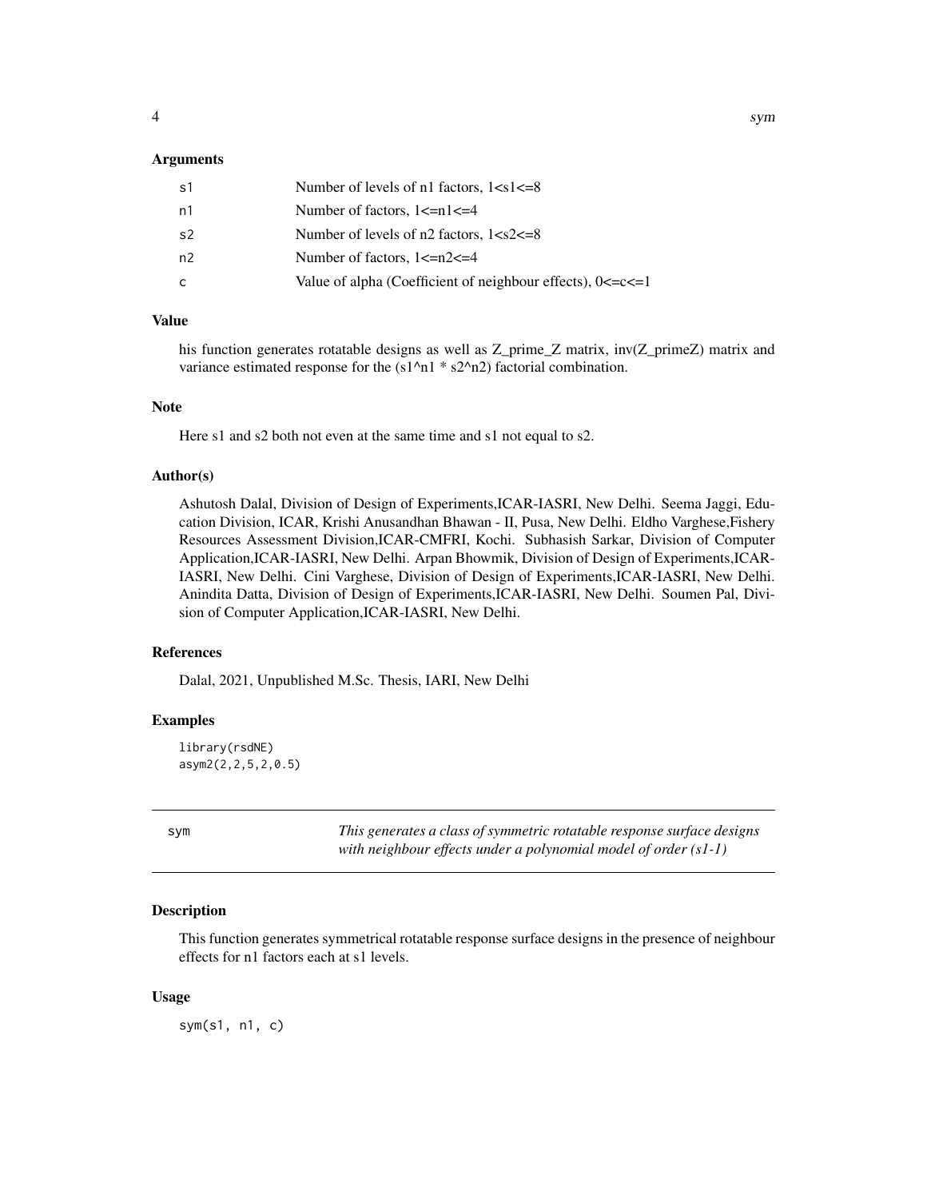### Arguments

| | |
|---|---|
| s1 | Number of levels of n1 factors, 1<s1<=8 |
| n1 | Number of factors, 1<=n1<=4 |
| s2 | Number of levels of n2 factors, 1<s2<=8 |
| n2 | Number of factors, 1<=n2<=4 |
| c | Value of alpha (Coefficient of neighbour effects), 0<=c<=1 |

### Value

his function generates rotatable designs as well as Z_prime_Z matrix, inv(Z_primeZ) matrix and variance estimated response for the (s1^n1 * s2^n2) factorial combination.

### Note

Here s1 and s2 both not even at the same time and s1 not equal to s2.

### Author(s)

Ashutosh Dalal, Division of Design of Experiments,ICAR-IASRI, New Delhi. Seema Jaggi, Education Division, ICAR, Krishi Anusandhan Bhawan - II, Pusa, New Delhi. Eldho Varghese,Fishery Resources Assessment Division,ICAR-CMFRI, Kochi. Subhasish Sarkar, Division of Computer Application,ICAR-IASRI, New Delhi. Arpan Bhowmik, Division of Design of Experiments,ICAR-IASRI, New Delhi. Cini Varghese, Division of Design of Experiments,ICAR-IASRI, New Delhi. Anindita Datta, Division of Design of Experiments,ICAR-IASRI, New Delhi. Soumen Pal, Division of Computer Application,ICAR-IASRI, New Delhi.

### References

Dalal, 2021, Unpublished M.Sc. Thesis, IARI, New Delhi

### Examples

```
library(rsdNE)
asym2(2,2,5,2,0.5)
```

---

## sym — *This generates a class of symmetric rotatable response surface designs with neighbour effects under a polynomial model of order (s1-1)*

### Description

This function generates symmetrical rotatable response surface designs in the presence of neighbour effects for n1 factors each at s1 levels.

### Usage

```
sym(s1, n1, c)
```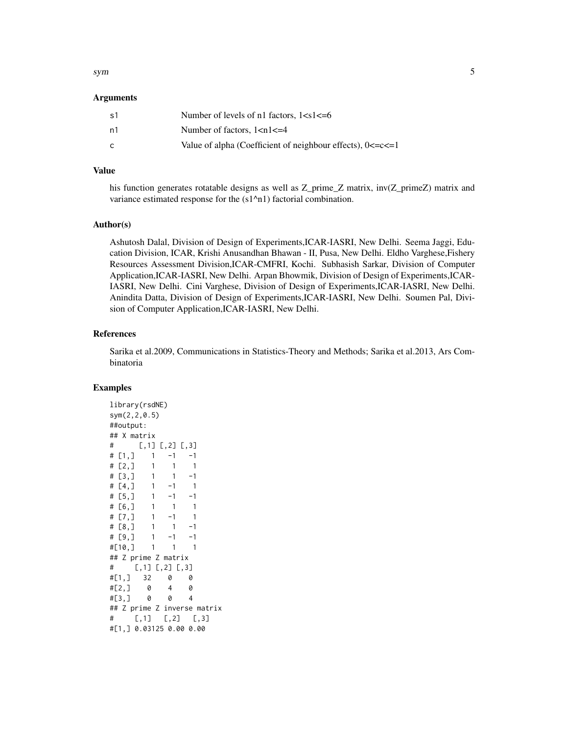## Arguments

| | |
|---|---|
| s1 | Number of levels of n1 factors, 1<s1<=6 |
| n1 | Number of factors, 1<n1<=4 |
| c | Value of alpha (Coefficient of neighbour effects), 0<=c<=1 |

## Value

his function generates rotatable designs as well as Z_prime_Z matrix, inv(Z_primeZ) matrix and variance estimated response for the (s1^n1) factorial combination.

## Author(s)

Ashutosh Dalal, Division of Design of Experiments,ICAR-IASRI, New Delhi. Seema Jaggi, Education Division, ICAR, Krishi Anusandhan Bhawan - II, Pusa, New Delhi. Eldho Varghese,Fishery Resources Assessment Division,ICAR-CMFRI, Kochi. Subhasish Sarkar, Division of Computer Application,ICAR-IASRI, New Delhi. Arpan Bhowmik, Division of Design of Experiments,ICAR-IASRI, New Delhi. Cini Varghese, Division of Design of Experiments,ICAR-IASRI, New Delhi. Anindita Datta, Division of Design of Experiments,ICAR-IASRI, New Delhi. Soumen Pal, Division of Computer Application,ICAR-IASRI, New Delhi.

## References

Sarika et al.2009, Communications in Statistics-Theory and Methods; Sarika et al.2013, Ars Combinatoria

## Examples

```
library(rsdNE)
sym(2,2,0.5)
##output:
## X matrix
#      [,1] [,2] [,3]
# [1,]    1   -1   -1
# [2,]    1    1    1
# [3,]    1    1   -1
# [4,]    1   -1    1
# [5,]    1   -1   -1
# [6,]    1    1    1
# [7,]    1   -1    1
# [8,]    1    1   -1
# [9,]    1   -1   -1
#[10,]    1    1    1
## Z prime Z matrix
#     [,1] [,2] [,3]
#[1,]   32    0    0
#[2,]    0    4    0
#[3,]    0    0    4
## Z prime Z inverse matrix
#     [,1]   [,2]   [,3]
#[1,] 0.03125 0.00 0.00
```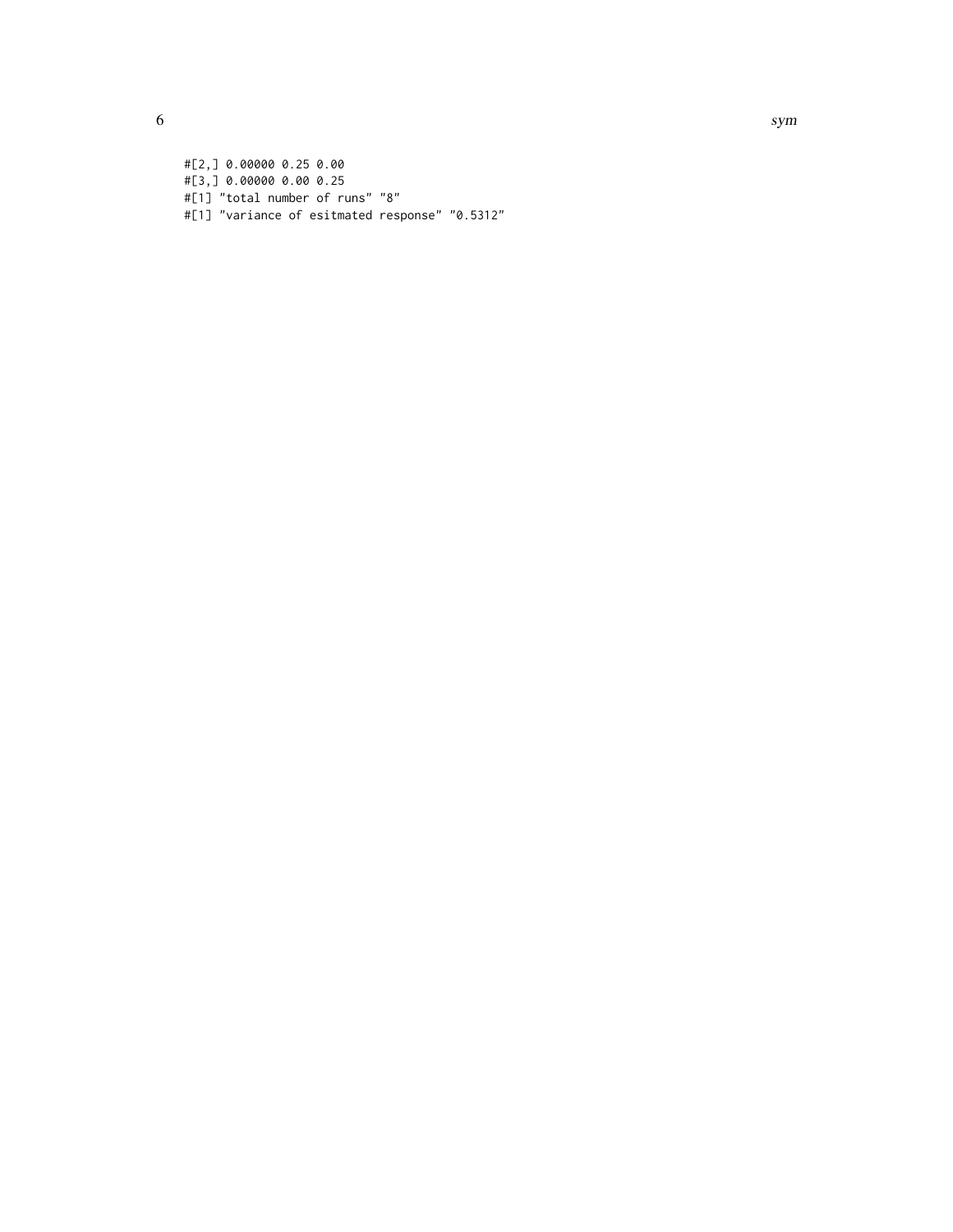```
#[2,] 0.00000 0.25 0.00
#[3,] 0.00000 0.00 0.25
#[1] "total number of runs" "8"
#[1] "variance of esitmated response" "0.5312"
```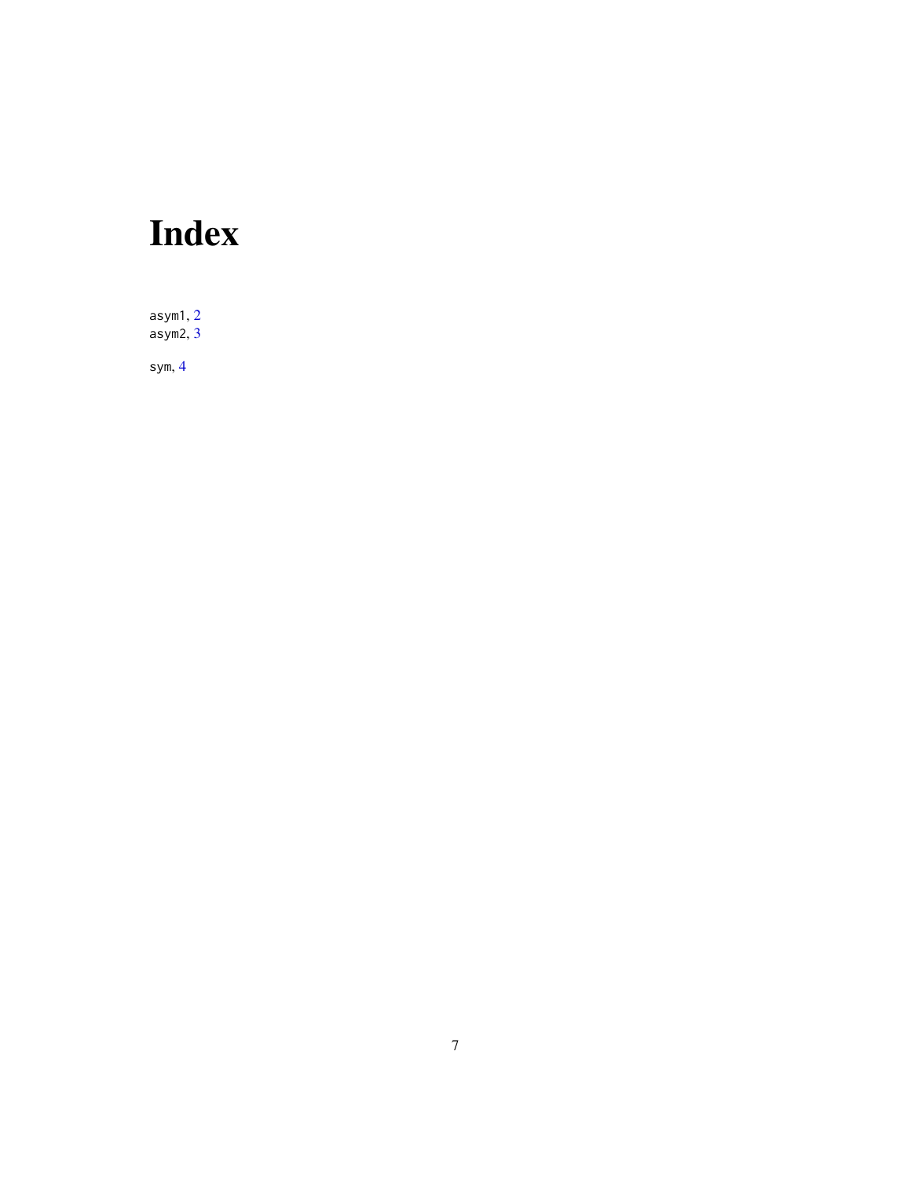# Index

asym1, 2
asym2, 3

sym, 4